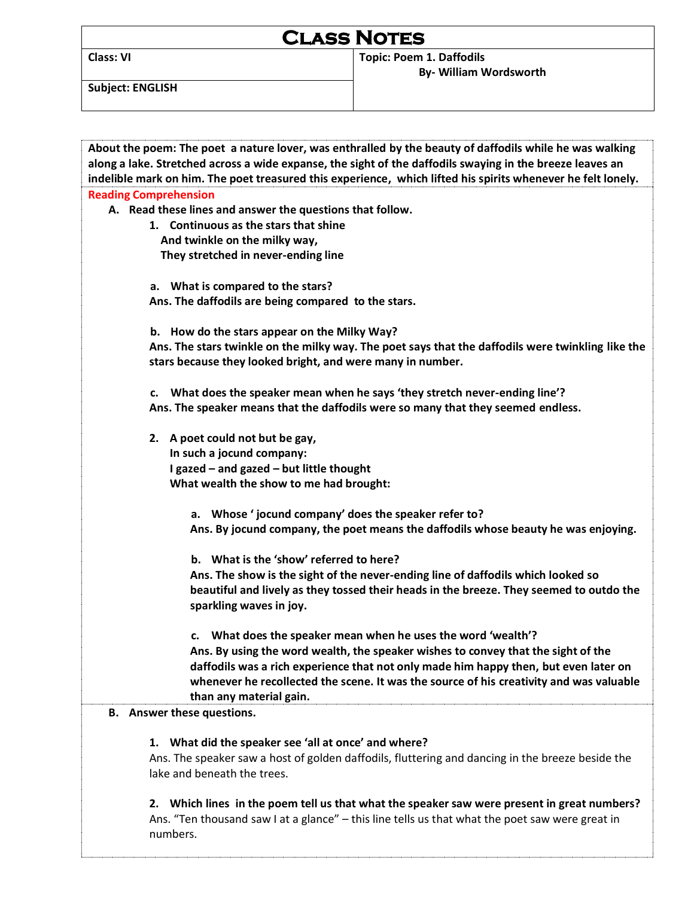# Class Notes

| Class: VI | Topic: Poem 1. Daffodils By- William Wordsworth |
|---|---|
| Subject: ENGLISH | |

**About the poem: The poet a nature lover, was enthralled by the beauty of daffodils while he was walking along a lake. Stretched across a wide expanse, the sight of the daffodils swaying in the breeze leaves an indelible mark on him. The poet treasured this experience, which lifted his spirits whenever he felt lonely.**

**Reading Comprehension**

**A. Read these lines and answer the questions that follow.**

**1. Continuous as the stars that shine**
**And twinkle on the milky way,**
**They stretched in never-ending line**

**a. What is compared to the stars?**
**Ans. The daffodils are being compared to the stars.**

**b. How do the stars appear on the Milky Way?**
**Ans. The stars twinkle on the milky way. The poet says that the daffodils were twinkling like the stars because they looked bright, and were many in number.**

**c. What does the speaker mean when he says 'they stretch never-ending line'?**
**Ans. The speaker means that the daffodils were so many that they seemed endless.**

**2. A poet could not but be gay,**
**In such a jocund company:**
**I gazed – and gazed – but little thought**
**What wealth the show to me had brought:**

**a. Whose ' jocund company' does the speaker refer to?**
**Ans. By jocund company, the poet means the daffodils whose beauty he was enjoying.**

**b. What is the 'show' referred to here?**
**Ans. The show is the sight of the never-ending line of daffodils which looked so beautiful and lively as they tossed their heads in the breeze. They seemed to outdo the sparkling waves in joy.**

**c. What does the speaker mean when he uses the word 'wealth'?**
**Ans. By using the word wealth, the speaker wishes to convey that the sight of the daffodils was a rich experience that not only made him happy then, but even later on whenever he recollected the scene. It was the source of his creativity and was valuable than any material gain.**

**B. Answer these questions.**

**1. What did the speaker see 'all at once' and where?**
Ans. The speaker saw a host of golden daffodils, fluttering and dancing in the breeze beside the lake and beneath the trees.

**2. Which lines in the poem tell us that what the speaker saw were present in great numbers?**
Ans. "Ten thousand saw I at a glance" – this line tells us that what the poet saw were great in numbers.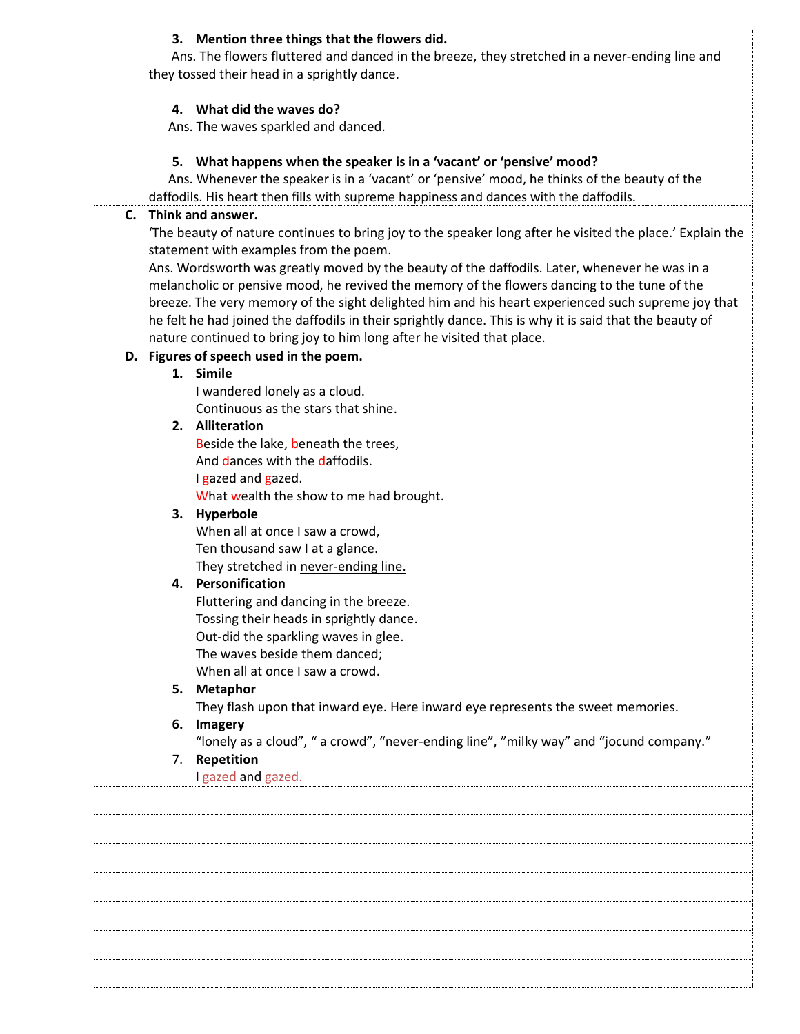3. **Mention three things that the flowers did.**

Ans. The flowers fluttered and danced in the breeze, they stretched in a never-ending line and they tossed their head in a sprightly dance.

4. **What did the waves do?**

Ans. The waves sparkled and danced.

5. **What happens when the speaker is in a 'vacant' or 'pensive' mood?**

Ans. Whenever the speaker is in a 'vacant' or 'pensive' mood, he thinks of the beauty of the daffodils. His heart then fills with supreme happiness and dances with the daffodils.

**C. Think and answer.**

'The beauty of nature continues to bring joy to the speaker long after he visited the place.' Explain the statement with examples from the poem.

Ans. Wordsworth was greatly moved by the beauty of the daffodils. Later, whenever he was in a melancholic or pensive mood, he revived the memory of the flowers dancing to the tune of the breeze. The very memory of the sight delighted him and his heart experienced such supreme joy that he felt he had joined the daffodils in their sprightly dance. This is why it is said that the beauty of nature continued to bring joy to him long after he visited that place.

**D. Figures of speech used in the poem.**

1. **Simile**

   I wandered lonely as a cloud.
   Continuous as the stars that shine.

2. **Alliteration**

   Beside the lake, beneath the trees,
   And dances with the daffodils.
   I gazed and gazed.
   What wealth the show to me had brought.

3. **Hyperbole**

   When all at once I saw a crowd,
   Ten thousand saw I at a glance.
   They stretched in never-ending line.

4. **Personification**

   Fluttering and dancing in the breeze.
   Tossing their heads in sprightly dance.
   Out-did the sparkling waves in glee.
   The waves beside them danced;
   When all at once I saw a crowd.

5. **Metaphor**

   They flash upon that inward eye. Here inward eye represents the sweet memories.

6. **Imagery**

   "lonely as a cloud", " a crowd", "never-ending line", "milky way" and "jocund company."

7. **Repetition**

   I gazed and gazed.